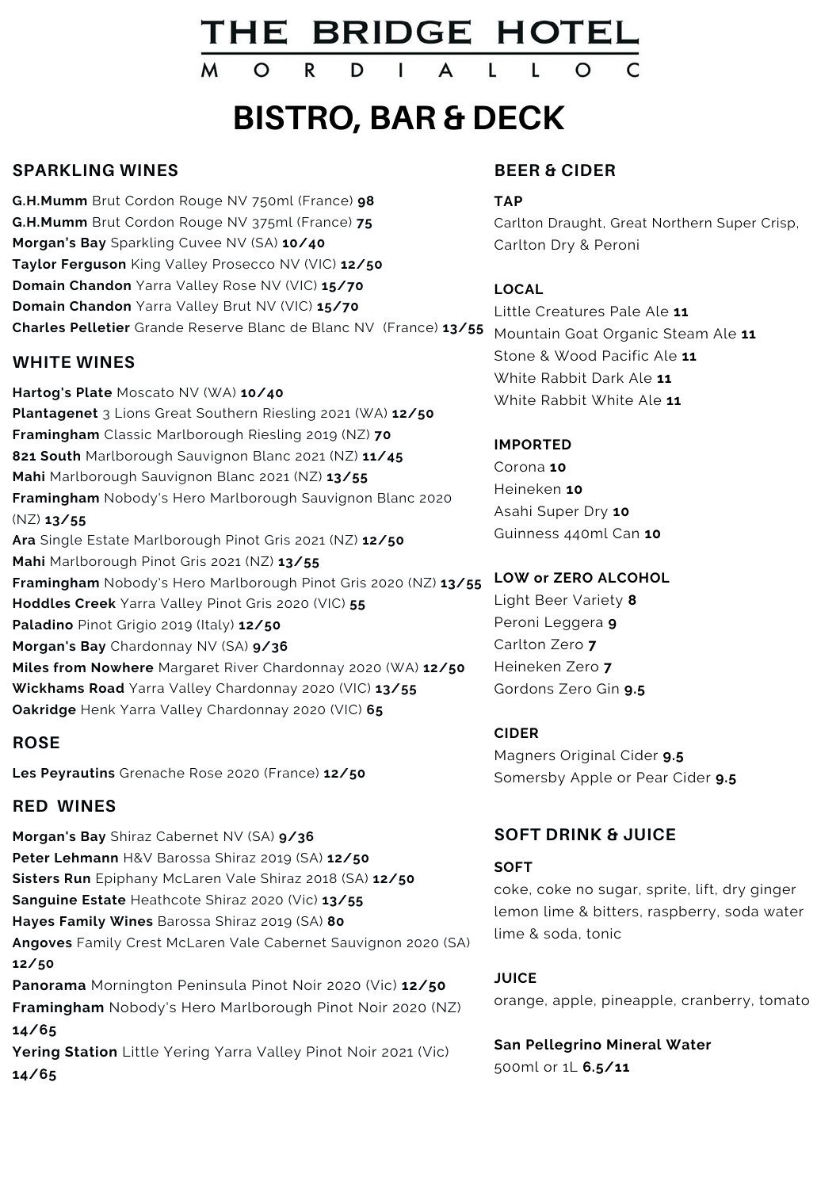# THE BRIDGE HOTEL

MORDIALLOC

# BISTRO, BAR & DECK

## SPARKLING WINES

**G.H.Mumm** Brut Cordon Rouge NV 750ml (France) **98**
**G.H.Mumm** Brut Cordon Rouge NV 375ml (France) **75**
**Morgan's Bay** Sparkling Cuvee NV (SA) **10/40**
**Taylor Ferguson** King Valley Prosecco NV (VIC) **12/50**
**Domain Chandon** Yarra Valley Rose NV (VIC) **15/70**
**Domain Chandon** Yarra Valley Brut NV (VIC) **15/70**
**Charles Pelletier** Grande Reserve Blanc de Blanc NV (France) **13/55**

## WHITE WINES

**Hartog's Plate** Moscato NV (WA) **10/40**
**Plantagenet** 3 Lions Great Southern Riesling 2021 (WA) **12/50**
**Framingham** Classic Marlborough Riesling 2019 (NZ) **70**
**821 South** Marlborough Sauvignon Blanc 2021 (NZ) **11/45**
**Mahi** Marlborough Sauvignon Blanc 2021 (NZ) **13/55**
**Framingham** Nobody's Hero Marlborough Sauvignon Blanc 2020 (NZ) **13/55**
**Ara** Single Estate Marlborough Pinot Gris 2021 (NZ) **12/50**
**Mahi** Marlborough Pinot Gris 2021 (NZ) **13/55**
**Framingham** Nobody's Hero Marlborough Pinot Gris 2020 (NZ) **13/55**
**Hoddles Creek** Yarra Valley Pinot Gris 2020 (VIC) **55**
**Paladino** Pinot Grigio 2019 (Italy) **12/50**
**Morgan's Bay** Chardonnay NV (SA) **9/36**
**Miles from Nowhere** Margaret River Chardonnay 2020 (WA) **12/50**
**Wickhams Road** Yarra Valley Chardonnay 2020 (VIC) **13/55**
**Oakridge** Henk Yarra Valley Chardonnay 2020 (VIC) **65**

## ROSE

**Les Peyrautins** Grenache Rose 2020 (France) **12/50**

## RED WINES

**Morgan's Bay** Shiraz Cabernet NV (SA) **9/36**
**Peter Lehmann** H&V Barossa Shiraz 2019 (SA) **12/50**
**Sisters Run** Epiphany McLaren Vale Shiraz 2018 (SA) **12/50**
**Sanguine Estate** Heathcote Shiraz 2020 (Vic) **13/55**
**Hayes Family Wines** Barossa Shiraz 2019 (SA) **80**
**Angoves** Family Crest McLaren Vale Cabernet Sauvignon 2020 (SA) **12/50**
**Panorama** Mornington Peninsula Pinot Noir 2020 (Vic) **12/50**
**Framingham** Nobody's Hero Marlborough Pinot Noir 2020 (NZ) **14/65**
**Yering Station** Little Yering Yarra Valley Pinot Noir 2021 (Vic) **14/65**

## BEER & CIDER

### TAP

Carlton Draught, Great Northern Super Crisp, Carlton Dry & Peroni

### LOCAL

Little Creatures Pale Ale **11**
Mountain Goat Organic Steam Ale **11**
Stone & Wood Pacific Ale **11**
White Rabbit Dark Ale **11**
White Rabbit White Ale **11**

### IMPORTED

Corona **10**
Heineken **10**
Asahi Super Dry **10**
Guinness 440ml Can **10**

### LOW or ZERO ALCOHOL

Light Beer Variety **8**
Peroni Leggera **9**
Carlton Zero **7**
Heineken Zero **7**
Gordons Zero Gin **9.5**

### CIDER

Magners Original Cider **9.5**
Somersby Apple or Pear Cider **9.5**

## SOFT DRINK & JUICE

### SOFT

coke, coke no sugar, sprite, lift, dry ginger lemon lime & bitters, raspberry, soda water lime & soda, tonic

### JUICE

orange, apple, pineapple, cranberry, tomato

**San Pellegrino Mineral Water**
500ml or 1L **6.5/11**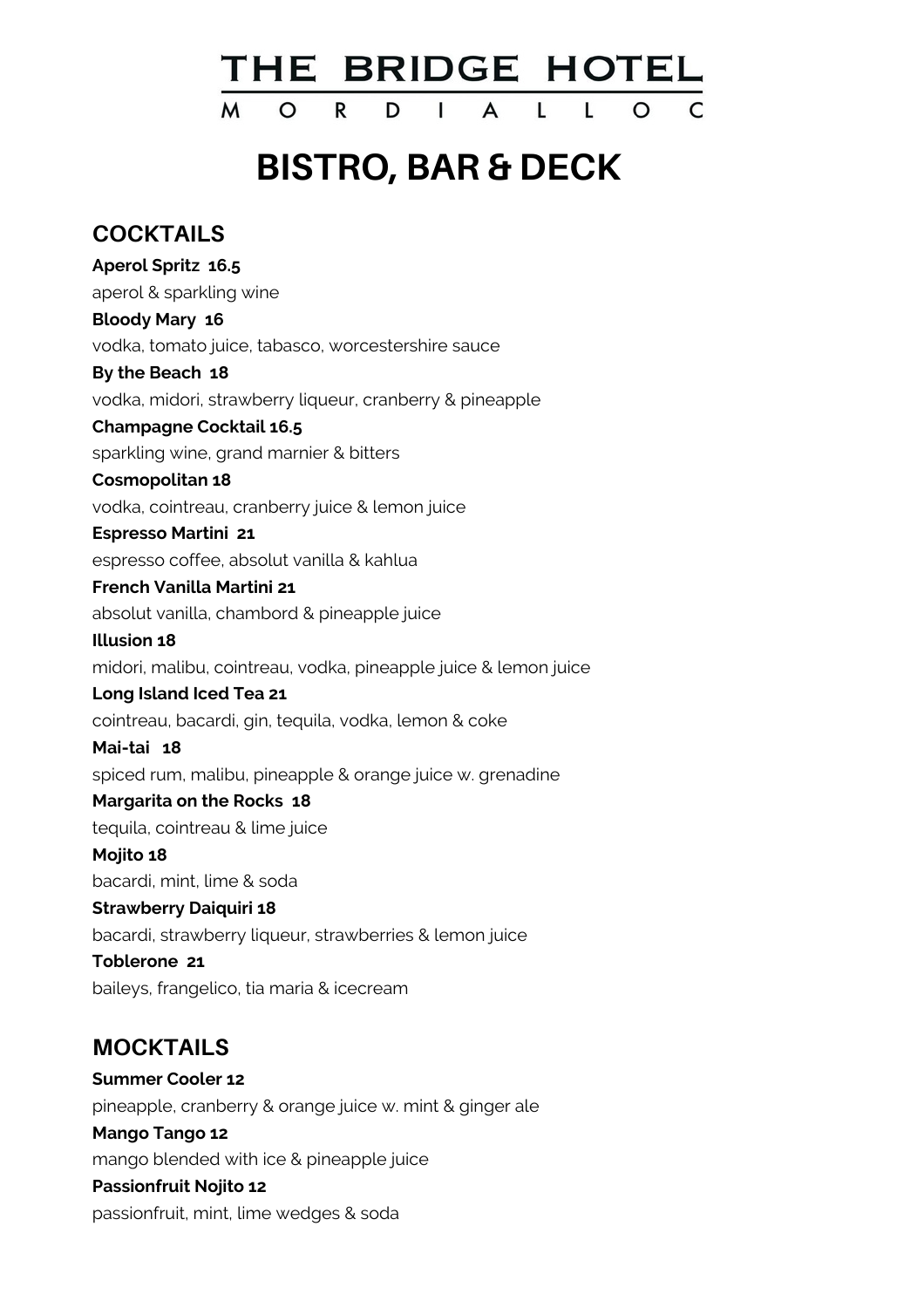# THE BRIDGE HOTEL

MORDIALLOC

# BISTRO, BAR & DECK

## COCKTAILS

**Aperol Spritz 16.5**
aperol & sparkling wine

**Bloody Mary 16**
vodka, tomato juice, tabasco, worcestershire sauce

**By the Beach 18**
vodka, midori, strawberry liqueur, cranberry & pineapple

**Champagne Cocktail 16.5**
sparkling wine, grand marnier & bitters

**Cosmopolitan 18**
vodka, cointreau, cranberry juice & lemon juice

**Espresso Martini 21**
espresso coffee, absolut vanilla & kahlua

**French Vanilla Martini 21**
absolut vanilla, chambord & pineapple juice

**Illusion 18**
midori, malibu, cointreau, vodka, pineapple juice & lemon juice

**Long Island Iced Tea 21**
cointreau, bacardi, gin, tequila, vodka, lemon & coke

**Mai-tai 18**
spiced rum, malibu, pineapple & orange juice w. grenadine

**Margarita on the Rocks 18**
tequila, cointreau & lime juice

**Mojito 18**
bacardi, mint, lime & soda

**Strawberry Daiquiri 18**
bacardi, strawberry liqueur, strawberries & lemon juice

**Toblerone 21**
baileys, frangelico, tia maria & icecream

## MOCKTAILS

**Summer Cooler 12**
pineapple, cranberry & orange juice w. mint & ginger ale

**Mango Tango 12**
mango blended with ice & pineapple juice

**Passionfruit Nojito 12**
passionfruit, mint, lime wedges & soda